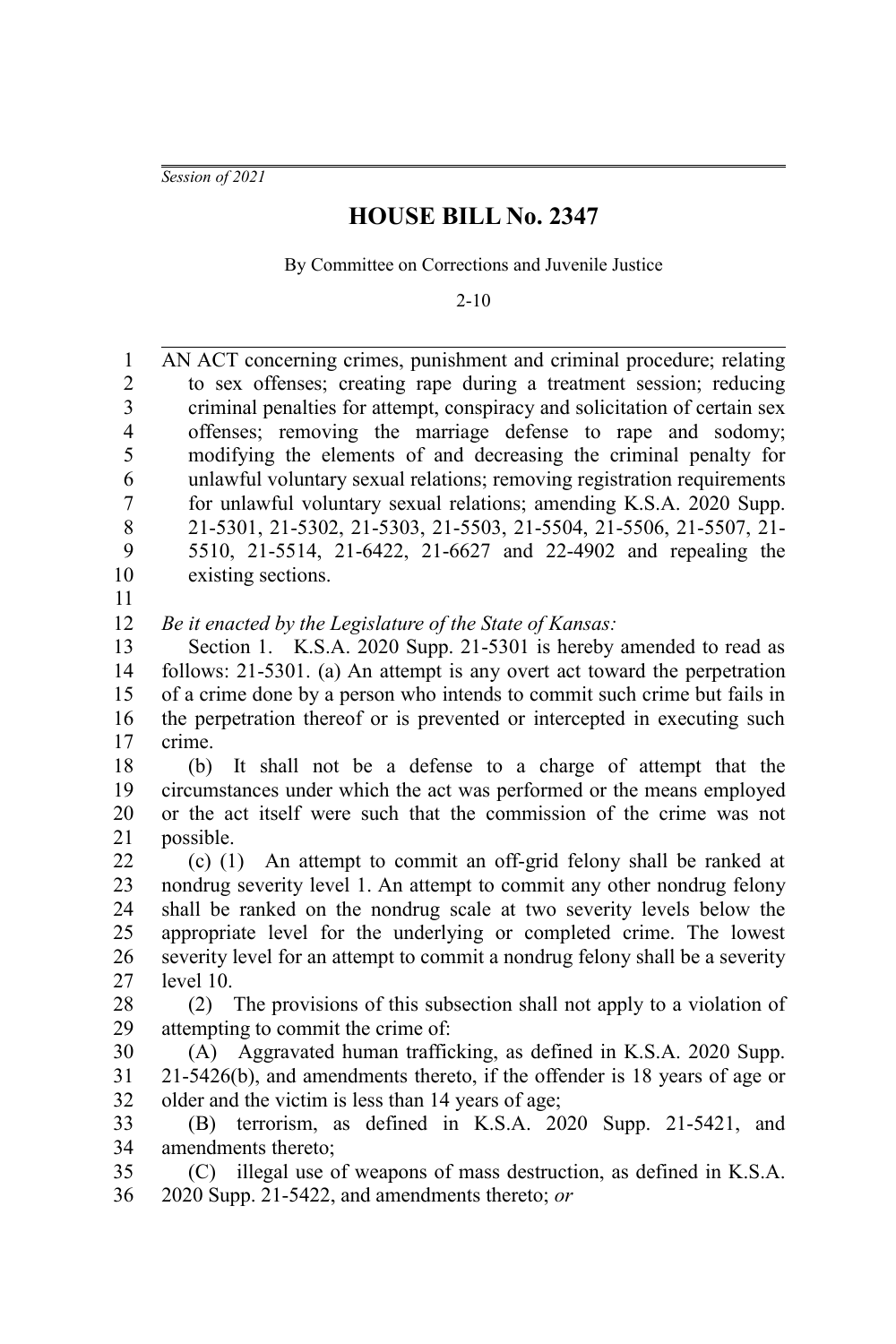*Session of 2021*

# HOUSE BILL No. 2347

By Committee on Corrections and Juvenile Justice

2-10

AN ACT concerning crimes, punishment and criminal procedure; relating to sex offenses; creating rape during a treatment session; reducing criminal penalties for attempt, conspiracy and solicitation of certain sex offenses; removing the marriage defense to rape and sodomy; modifying the elements of and decreasing the criminal penalty for unlawful voluntary sexual relations; removing registration requirements for unlawful voluntary sexual relations; amending K.S.A. 2020 Supp. 21-5301, 21-5302, 21-5303, 21-5503, 21-5504, 21-5506, 21-5507, 21-5510, 21-5514, 21-6422, 21-6627 and 22-4902 and repealing the existing sections.

*Be it enacted by the Legislature of the State of Kansas:*

Section 1. K.S.A. 2020 Supp. 21-5301 is hereby amended to read as follows: 21-5301. (a) An attempt is any overt act toward the perpetration of a crime done by a person who intends to commit such crime but fails in the perpetration thereof or is prevented or intercepted in executing such crime.

(b) It shall not be a defense to a charge of attempt that the circumstances under which the act was performed or the means employed or the act itself were such that the commission of the crime was not possible.

(c) (1) An attempt to commit an off-grid felony shall be ranked at nondrug severity level 1. An attempt to commit any other nondrug felony shall be ranked on the nondrug scale at two severity levels below the appropriate level for the underlying or completed crime. The lowest severity level for an attempt to commit a nondrug felony shall be a severity level 10.

(2) The provisions of this subsection shall not apply to a violation of attempting to commit the crime of:

(A) Aggravated human trafficking, as defined in K.S.A. 2020 Supp. 21-5426(b), and amendments thereto, if the offender is 18 years of age or older and the victim is less than 14 years of age;

(B) terrorism, as defined in K.S.A. 2020 Supp. 21-5421, and amendments thereto;

(C) illegal use of weapons of mass destruction, as defined in K.S.A. 2020 Supp. 21-5422, and amendments thereto; *or*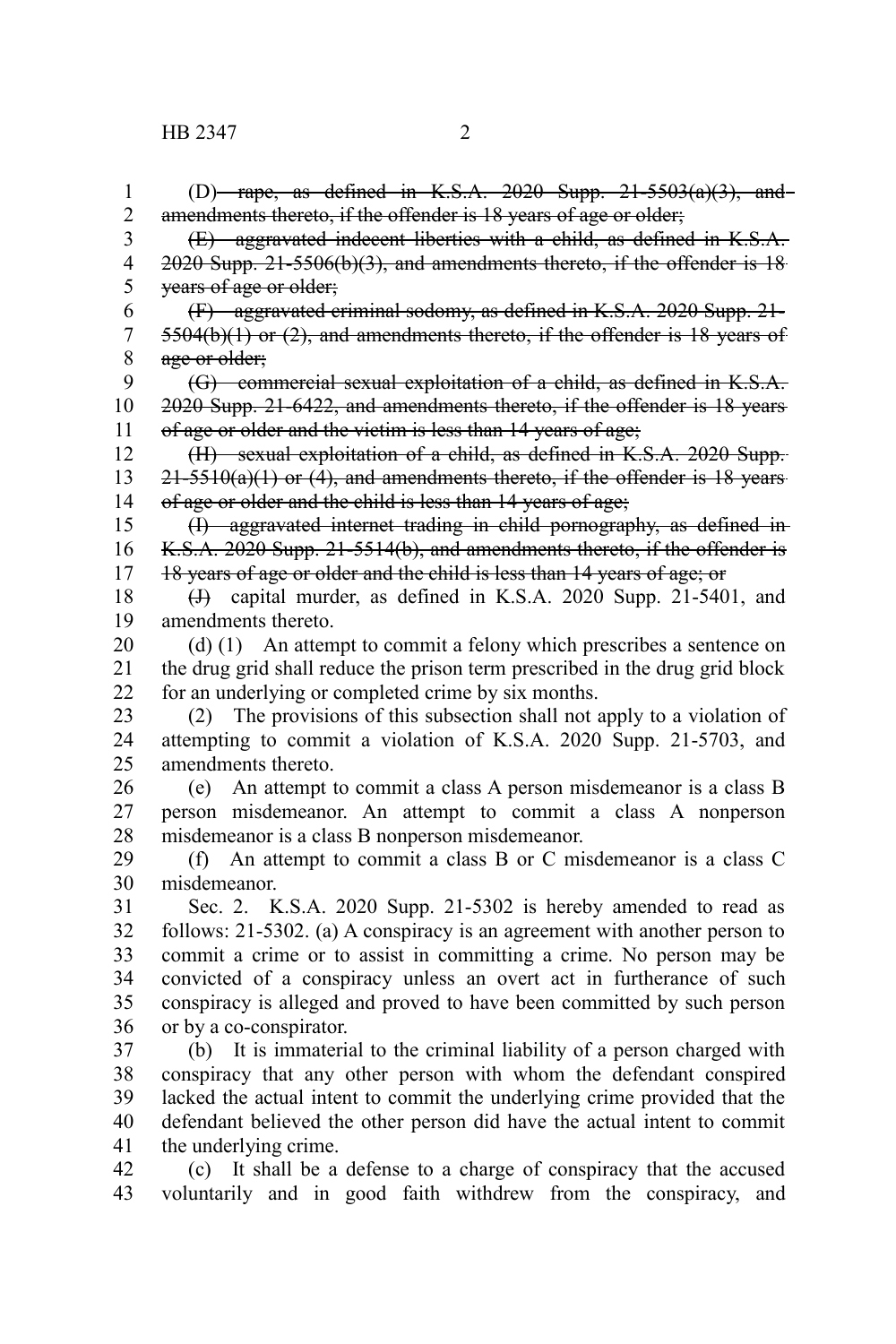(D) ~~rape, as defined in K.S.A. 2020 Supp. 21-5503(a)(3), and amendments thereto, if the offender is 18 years of age or older;~~

~~(E) aggravated indecent liberties with a child, as defined in K.S.A. 2020 Supp. 21-5506(b)(3), and amendments thereto, if the offender is 18 years of age or older;~~

~~(F) aggravated criminal sodomy, as defined in K.S.A. 2020 Supp. 21-5504(b)(1) or (2), and amendments thereto, if the offender is 18 years of age or older;~~

~~(G) commercial sexual exploitation of a child, as defined in K.S.A. 2020 Supp. 21-6422, and amendments thereto, if the offender is 18 years of age or older and the victim is less than 14 years of age;~~

~~(H) sexual exploitation of a child, as defined in K.S.A. 2020 Supp. 21-5510(a)(1) or (4), and amendments thereto, if the offender is 18 years of age or older and the child is less than 14 years of age;~~

~~(I) aggravated internet trading in child pornography, as defined in K.S.A. 2020 Supp. 21-5514(b), and amendments thereto, if the offender is 18 years of age or older and the child is less than 14 years of age; or~~

~~(J)~~ capital murder, as defined in K.S.A. 2020 Supp. 21-5401, and amendments thereto.

(d) (1) An attempt to commit a felony which prescribes a sentence on the drug grid shall reduce the prison term prescribed in the drug grid block for an underlying or completed crime by six months.

(2) The provisions of this subsection shall not apply to a violation of attempting to commit a violation of K.S.A. 2020 Supp. 21-5703, and amendments thereto.

(e) An attempt to commit a class A person misdemeanor is a class B person misdemeanor. An attempt to commit a class A nonperson misdemeanor is a class B nonperson misdemeanor.

(f) An attempt to commit a class B or C misdemeanor is a class C misdemeanor.

Sec. 2. K.S.A. 2020 Supp. 21-5302 is hereby amended to read as follows: 21-5302. (a) A conspiracy is an agreement with another person to commit a crime or to assist in committing a crime. No person may be convicted of a conspiracy unless an overt act in furtherance of such conspiracy is alleged and proved to have been committed by such person or by a co-conspirator.

(b) It is immaterial to the criminal liability of a person charged with conspiracy that any other person with whom the defendant conspired lacked the actual intent to commit the underlying crime provided that the defendant believed the other person did have the actual intent to commit the underlying crime.

(c) It shall be a defense to a charge of conspiracy that the accused voluntarily and in good faith withdrew from the conspiracy, and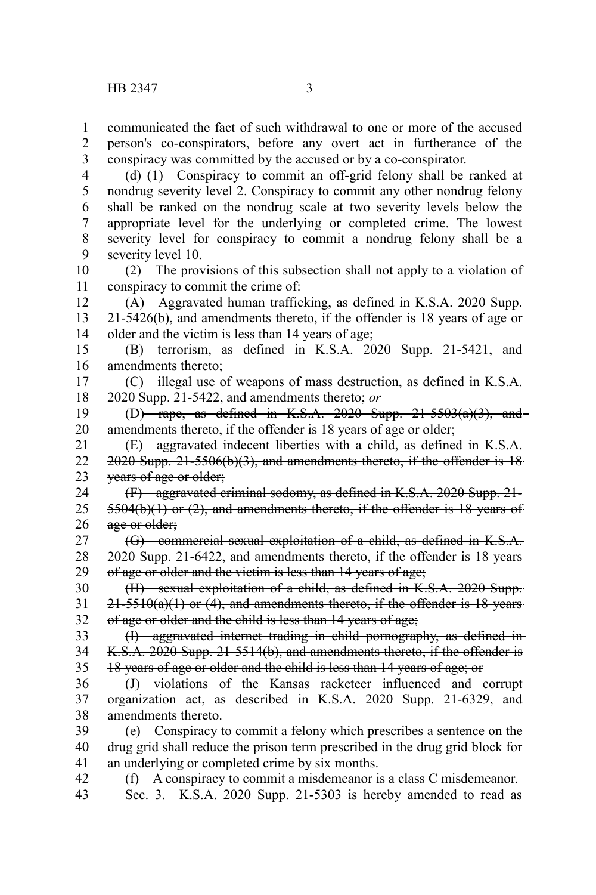communicated the fact of such withdrawal to one or more of the accused person's co-conspirators, before any overt act in furtherance of the conspiracy was committed by the accused or by a co-conspirator.

(d) (1) Conspiracy to commit an off-grid felony shall be ranked at nondrug severity level 2. Conspiracy to commit any other nondrug felony shall be ranked on the nondrug scale at two severity levels below the appropriate level for the underlying or completed crime. The lowest severity level for conspiracy to commit a nondrug felony shall be a severity level 10.

(2) The provisions of this subsection shall not apply to a violation of conspiracy to commit the crime of:

(A) Aggravated human trafficking, as defined in K.S.A. 2020 Supp. 21-5426(b), and amendments thereto, if the offender is 18 years of age or older and the victim is less than 14 years of age;

(B) terrorism, as defined in K.S.A. 2020 Supp. 21-5421, and amendments thereto;

(C) illegal use of weapons of mass destruction, as defined in K.S.A. 2020 Supp. 21-5422, and amendments thereto; *or*

(D) ~~rape, as defined in K.S.A. 2020 Supp. 21-5503(a)(3), and amendments thereto, if the offender is 18 years of age or older;~~

~~(E) aggravated indecent liberties with a child, as defined in K.S.A. 2020 Supp. 21-5506(b)(3), and amendments thereto, if the offender is 18 years of age or older;~~

~~(F) aggravated criminal sodomy, as defined in K.S.A. 2020 Supp. 21-5504(b)(1) or (2), and amendments thereto, if the offender is 18 years of age or older;~~

~~(G) commercial sexual exploitation of a child, as defined in K.S.A. 2020 Supp. 21-6422, and amendments thereto, if the offender is 18 years of age or older and the victim is less than 14 years of age;~~

~~(H) sexual exploitation of a child, as defined in K.S.A. 2020 Supp. 21-5510(a)(1) or (4), and amendments thereto, if the offender is 18 years of age or older and the child is less than 14 years of age;~~

~~(I) aggravated internet trading in child pornography, as defined in K.S.A. 2020 Supp. 21-5514(b), and amendments thereto, if the offender is 18 years of age or older and the child is less than 14 years of age; or~~

~~(J)~~ violations of the Kansas racketeer influenced and corrupt organization act, as described in K.S.A. 2020 Supp. 21-6329, and amendments thereto.

(e) Conspiracy to commit a felony which prescribes a sentence on the drug grid shall reduce the prison term prescribed in the drug grid block for an underlying or completed crime by six months.

(f) A conspiracy to commit a misdemeanor is a class C misdemeanor.

Sec. 3. K.S.A. 2020 Supp. 21-5303 is hereby amended to read as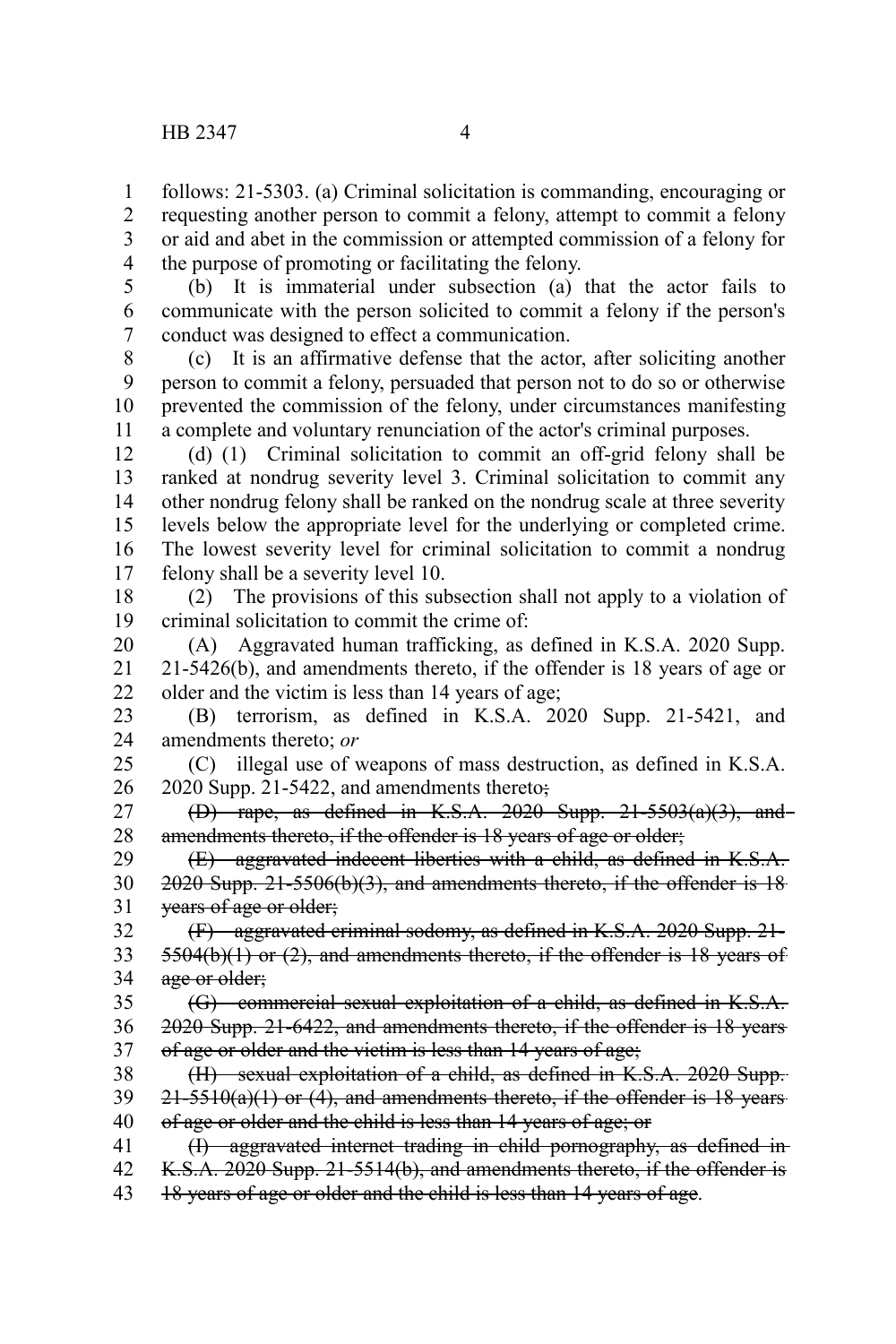follows: 21-5303. (a) Criminal solicitation is commanding, encouraging or requesting another person to commit a felony, attempt to commit a felony or aid and abet in the commission or attempted commission of a felony for the purpose of promoting or facilitating the felony.

(b) It is immaterial under subsection (a) that the actor fails to communicate with the person solicited to commit a felony if the person's conduct was designed to effect a communication.

(c) It is an affirmative defense that the actor, after soliciting another person to commit a felony, persuaded that person not to do so or otherwise prevented the commission of the felony, under circumstances manifesting a complete and voluntary renunciation of the actor's criminal purposes.

(d) (1) Criminal solicitation to commit an off-grid felony shall be ranked at nondrug severity level 3. Criminal solicitation to commit any other nondrug felony shall be ranked on the nondrug scale at three severity levels below the appropriate level for the underlying or completed crime. The lowest severity level for criminal solicitation to commit a nondrug felony shall be a severity level 10.

(2) The provisions of this subsection shall not apply to a violation of criminal solicitation to commit the crime of:

(A) Aggravated human trafficking, as defined in K.S.A. 2020 Supp. 21-5426(b), and amendments thereto, if the offender is 18 years of age or older and the victim is less than 14 years of age;

(B) terrorism, as defined in K.S.A. 2020 Supp. 21-5421, and amendments thereto; *or*

(C) illegal use of weapons of mass destruction, as defined in K.S.A. 2020 Supp. 21-5422, and amendments thereto~~;~~

~~(D) rape, as defined in K.S.A. 2020 Supp. 21-5503(a)(3), and amendments thereto, if the offender is 18 years of age or older;~~

~~(E) aggravated indecent liberties with a child, as defined in K.S.A. 2020 Supp. 21-5506(b)(3), and amendments thereto, if the offender is 18 years of age or older;~~

~~(F) aggravated criminal sodomy, as defined in K.S.A. 2020 Supp. 21-5504(b)(1) or (2), and amendments thereto, if the offender is 18 years of age or older;~~

~~(G) commercial sexual exploitation of a child, as defined in K.S.A. 2020 Supp. 21-6422, and amendments thereto, if the offender is 18 years of age or older and the victim is less than 14 years of age;~~

~~(H) sexual exploitation of a child, as defined in K.S.A. 2020 Supp. 21-5510(a)(1) or (4), and amendments thereto, if the offender is 18 years of age or older and the child is less than 14 years of age; or~~

~~(I) aggravated internet trading in child pornography, as defined in K.S.A. 2020 Supp. 21-5514(b), and amendments thereto, if the offender is 18 years of age or older and the child is less than 14 years of age~~.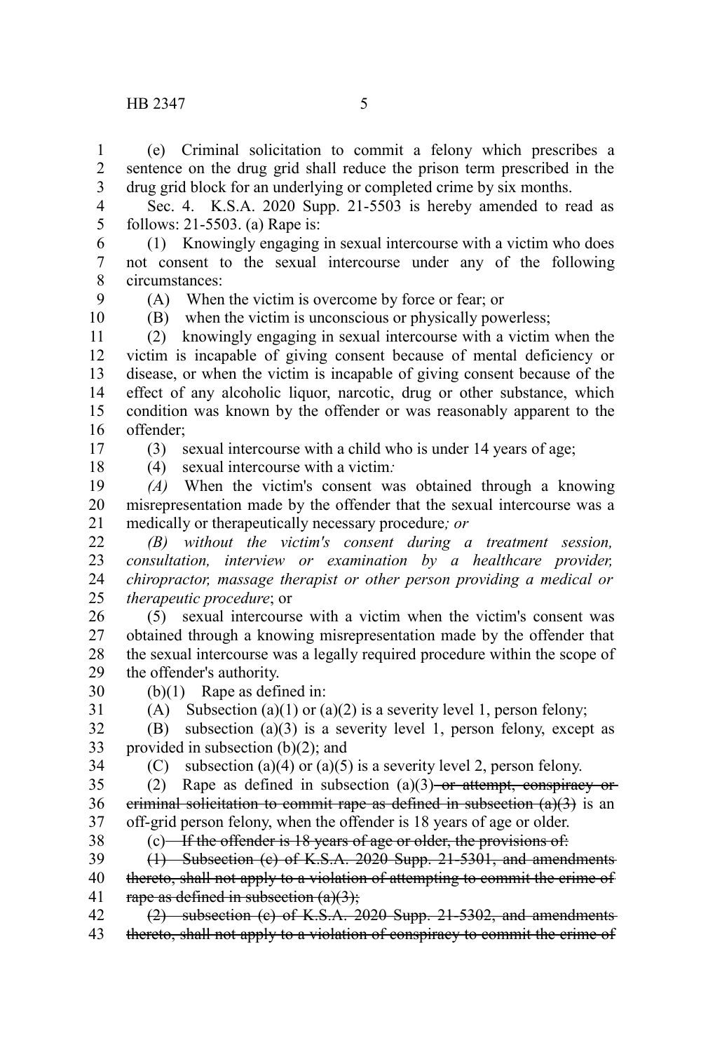(e) Criminal solicitation to commit a felony which prescribes a sentence on the drug grid shall reduce the prison term prescribed in the drug grid block for an underlying or completed crime by six months.

Sec. 4. K.S.A. 2020 Supp. 21-5503 is hereby amended to read as follows: 21-5503. (a) Rape is:

(1) Knowingly engaging in sexual intercourse with a victim who does not consent to the sexual intercourse under any of the following circumstances:

(A) When the victim is overcome by force or fear; or

(B) when the victim is unconscious or physically powerless;

(2) knowingly engaging in sexual intercourse with a victim when the victim is incapable of giving consent because of mental deficiency or disease, or when the victim is incapable of giving consent because of the effect of any alcoholic liquor, narcotic, drug or other substance, which condition was known by the offender or was reasonably apparent to the offender;

(3) sexual intercourse with a child who is under 14 years of age;

(4) sexual intercourse with a victim*:*

*(A)* When the victim's consent was obtained through a knowing misrepresentation made by the offender that the sexual intercourse was a medically or therapeutically necessary procedure*; or*

*(B) without the victim's consent during a treatment session, consultation, interview or examination by a healthcare provider, chiropractor, massage therapist or other person providing a medical or therapeutic procedure*; or

(5) sexual intercourse with a victim when the victim's consent was obtained through a knowing misrepresentation made by the offender that the sexual intercourse was a legally required procedure within the scope of the offender's authority.

(b)(1) Rape as defined in:

(A) Subsection (a)(1) or (a)(2) is a severity level 1, person felony;

(B) subsection (a)(3) is a severity level 1, person felony, except as provided in subsection (b)(2); and

(C) subsection (a)(4) or (a)(5) is a severity level 2, person felony.

(2) Rape as defined in subsection (a)(3)~~ or attempt, conspiracy or criminal solicitation to commit rape as defined in subsection (a)(3)~~ is an off-grid person felony, when the offender is 18 years of age or older.

(c)~~ If the offender is 18 years of age or older, the provisions of:~~

~~(1) Subsection (c) of K.S.A. 2020 Supp. 21-5301, and amendments thereto, shall not apply to a violation of attempting to commit the crime of rape as defined in subsection (a)(3);~~

~~(2) subsection (c) of K.S.A. 2020 Supp. 21-5302, and amendments thereto, shall not apply to a violation of conspiracy to commit the crime of~~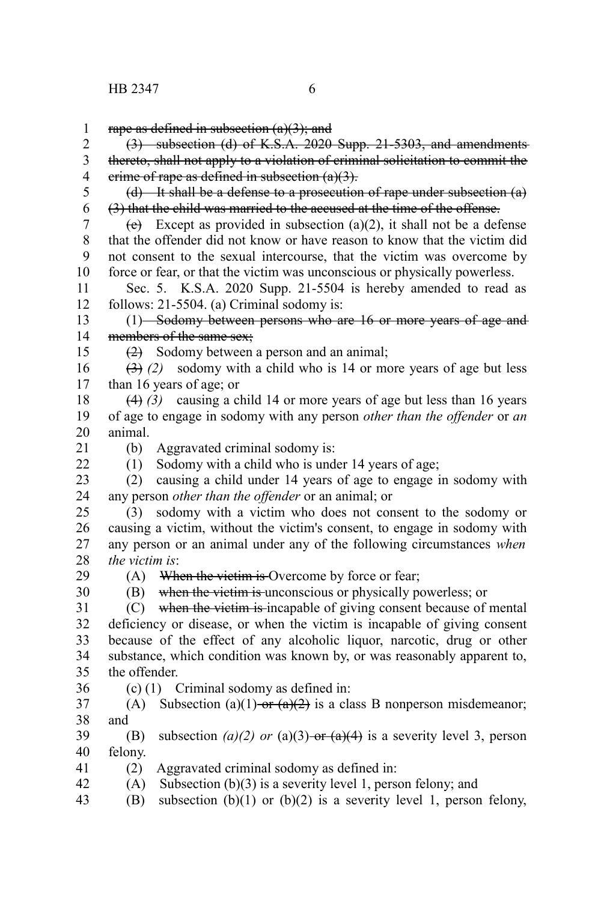~~rape as defined in subsection (a)(3); and~~

~~(3) subsection (d) of K.S.A. 2020 Supp. 21-5303, and amendments thereto, shall not apply to a violation of criminal solicitation to commit the crime of rape as defined in subsection (a)(3).~~

~~(d) It shall be a defense to a prosecution of rape under subsection (a)(3) that the child was married to the accused at the time of the offense.~~

~~(e)~~ Except as provided in subsection (a)(2), it shall not be a defense that the offender did not know or have reason to know that the victim did not consent to the sexual intercourse, that the victim was overcome by force or fear, or that the victim was unconscious or physically powerless.

Sec. 5. K.S.A. 2020 Supp. 21-5504 is hereby amended to read as follows: 21-5504. (a) Criminal sodomy is:

(1) ~~Sodomy between persons who are 16 or more years of age and members of the same sex;~~

~~(2)~~ Sodomy between a person and an animal;

~~(3)~~ *(2)* sodomy with a child who is 14 or more years of age but less than 16 years of age; or

~~(4)~~ *(3)* causing a child 14 or more years of age but less than 16 years of age to engage in sodomy with any person *other than the offender* or *an* animal.

(b) Aggravated criminal sodomy is:

(1) Sodomy with a child who is under 14 years of age;

(2) causing a child under 14 years of age to engage in sodomy with any person *other than the offender* or an animal; or

(3) sodomy with a victim who does not consent to the sodomy or causing a victim, without the victim's consent, to engage in sodomy with any person or an animal under any of the following circumstances *when the victim is*:

(A) ~~When the victim is~~ Overcome by force or fear;

(B) ~~when the victim is~~ unconscious or physically powerless; or

(C) ~~when the victim is~~ incapable of giving consent because of mental deficiency or disease, or when the victim is incapable of giving consent because of the effect of any alcoholic liquor, narcotic, drug or other substance, which condition was known by, or was reasonably apparent to, the offender.

(c) (1) Criminal sodomy as defined in:

(A) Subsection (a)(1) ~~or (a)(2)~~ is a class B nonperson misdemeanor; and

(B) subsection *(a)(2) or* (a)(3) ~~or (a)(4)~~ is a severity level 3, person felony.

(2) Aggravated criminal sodomy as defined in:

(A) Subsection (b)(3) is a severity level 1, person felony; and

(B) subsection (b)(1) or (b)(2) is a severity level 1, person felony,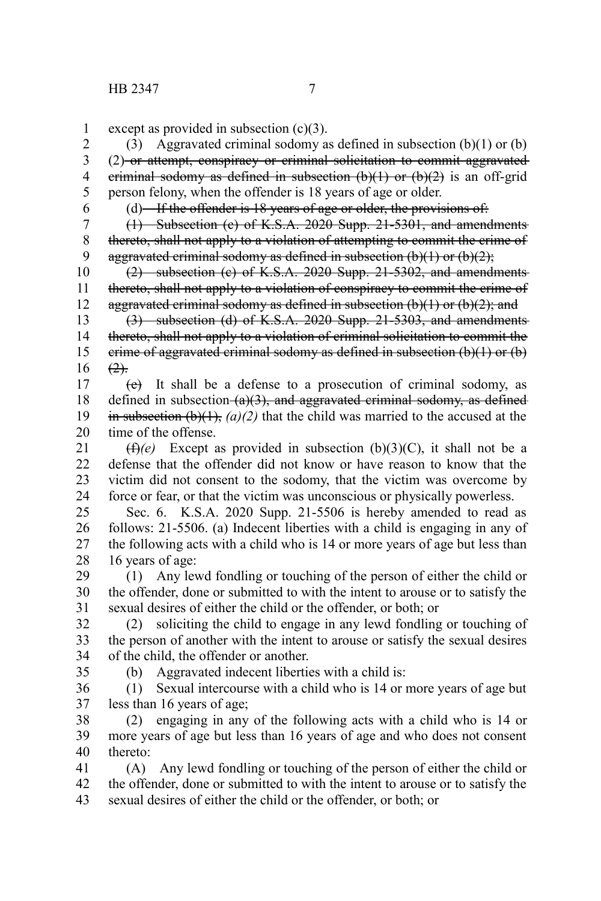except as provided in subsection (c)(3).

(3) Aggravated criminal sodomy as defined in subsection (b)(1) or (b)(2) ~~or attempt, conspiracy or criminal solicitation to commit aggravated criminal sodomy as defined in subsection (b)(1) or (b)(2)~~ is an off-grid person felony, when the offender is 18 years of age or older.

(d) ~~If the offender is 18 years of age or older, the provisions of:~~

~~(1) Subsection (c) of K.S.A. 2020 Supp. 21-5301, and amendments thereto, shall not apply to a violation of attempting to commit the crime of aggravated criminal sodomy as defined in subsection (b)(1) or (b)(2);~~

~~(2) subsection (c) of K.S.A. 2020 Supp. 21-5302, and amendments thereto, shall not apply to a violation of conspiracy to commit the crime of aggravated criminal sodomy as defined in subsection (b)(1) or (b)(2); and~~

~~(3) subsection (d) of K.S.A. 2020 Supp. 21-5303, and amendments thereto, shall not apply to a violation of criminal solicitation to commit the crime of aggravated criminal sodomy as defined in subsection (b)(1) or (b)(2).~~

~~(e)~~ It shall be a defense to a prosecution of criminal sodomy, as defined in subsection ~~(a)(3), and aggravated criminal sodomy, as defined in subsection (b)(1),~~ *(a)(2)* that the child was married to the accused at the time of the offense.

~~(f)~~*(e)* Except as provided in subsection (b)(3)(C), it shall not be a defense that the offender did not know or have reason to know that the victim did not consent to the sodomy, that the victim was overcome by force or fear, or that the victim was unconscious or physically powerless.

Sec. 6. K.S.A. 2020 Supp. 21-5506 is hereby amended to read as follows: 21-5506. (a) Indecent liberties with a child is engaging in any of the following acts with a child who is 14 or more years of age but less than 16 years of age:

(1) Any lewd fondling or touching of the person of either the child or the offender, done or submitted to with the intent to arouse or to satisfy the sexual desires of either the child or the offender, or both; or

(2) soliciting the child to engage in any lewd fondling or touching of the person of another with the intent to arouse or satisfy the sexual desires of the child, the offender or another.

(b) Aggravated indecent liberties with a child is:

(1) Sexual intercourse with a child who is 14 or more years of age but less than 16 years of age;

(2) engaging in any of the following acts with a child who is 14 or more years of age but less than 16 years of age and who does not consent thereto:

(A) Any lewd fondling or touching of the person of either the child or the offender, done or submitted to with the intent to arouse or to satisfy the sexual desires of either the child or the offender, or both; or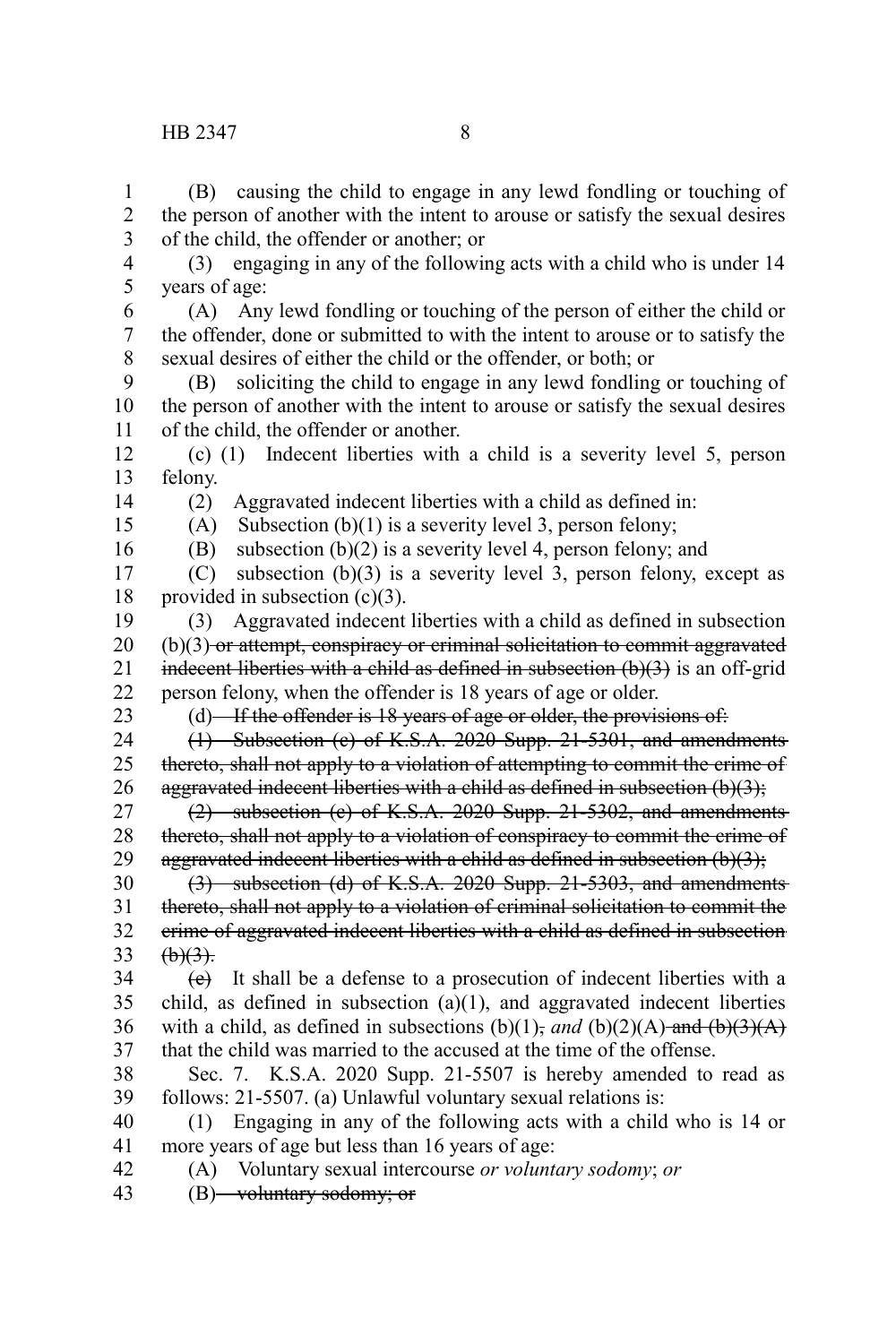(B) causing the child to engage in any lewd fondling or touching of the person of another with the intent to arouse or satisfy the sexual desires of the child, the offender or another; or

(3) engaging in any of the following acts with a child who is under 14 years of age:

(A) Any lewd fondling or touching of the person of either the child or the offender, done or submitted to with the intent to arouse or to satisfy the sexual desires of either the child or the offender, or both; or

(B) soliciting the child to engage in any lewd fondling or touching of the person of another with the intent to arouse or satisfy the sexual desires of the child, the offender or another.

(c) (1) Indecent liberties with a child is a severity level 5, person felony.

(2) Aggravated indecent liberties with a child as defined in:

(A) Subsection (b)(1) is a severity level 3, person felony;

(B) subsection (b)(2) is a severity level 4, person felony; and

(C) subsection (b)(3) is a severity level 3, person felony, except as provided in subsection (c)(3).

(3) Aggravated indecent liberties with a child as defined in subsection (b)(3) ~~or attempt, conspiracy or criminal solicitation to commit aggravated indecent liberties with a child as defined in subsection (b)(3)~~ is an off-grid person felony, when the offender is 18 years of age or older.

(d) ~~If the offender is 18 years of age or older, the provisions of:~~

~~(1) Subsection (c) of K.S.A. 2020 Supp. 21-5301, and amendments thereto, shall not apply to a violation of attempting to commit the crime of aggravated indecent liberties with a child as defined in subsection (b)(3);~~

~~(2) subsection (c) of K.S.A. 2020 Supp. 21-5302, and amendments thereto, shall not apply to a violation of conspiracy to commit the crime of aggravated indecent liberties with a child as defined in subsection (b)(3);~~

~~(3) subsection (d) of K.S.A. 2020 Supp. 21-5303, and amendments thereto, shall not apply to a violation of criminal solicitation to commit the crime of aggravated indecent liberties with a child as defined in subsection (b)(3).~~

~~(e)~~ It shall be a defense to a prosecution of indecent liberties with a child, as defined in subsection (a)(1), and aggravated indecent liberties with a child, as defined in subsections (b)(1)~~,~~ *and* (b)(2)(A) ~~and (b)(3)(A)~~ that the child was married to the accused at the time of the offense.

Sec. 7. K.S.A. 2020 Supp. 21-5507 is hereby amended to read as follows: 21-5507. (a) Unlawful voluntary sexual relations is:

(1) Engaging in any of the following acts with a child who is 14 or more years of age but less than 16 years of age:

(A) Voluntary sexual intercourse *or voluntary sodomy*; *or*

(B) ~~voluntary sodomy; or~~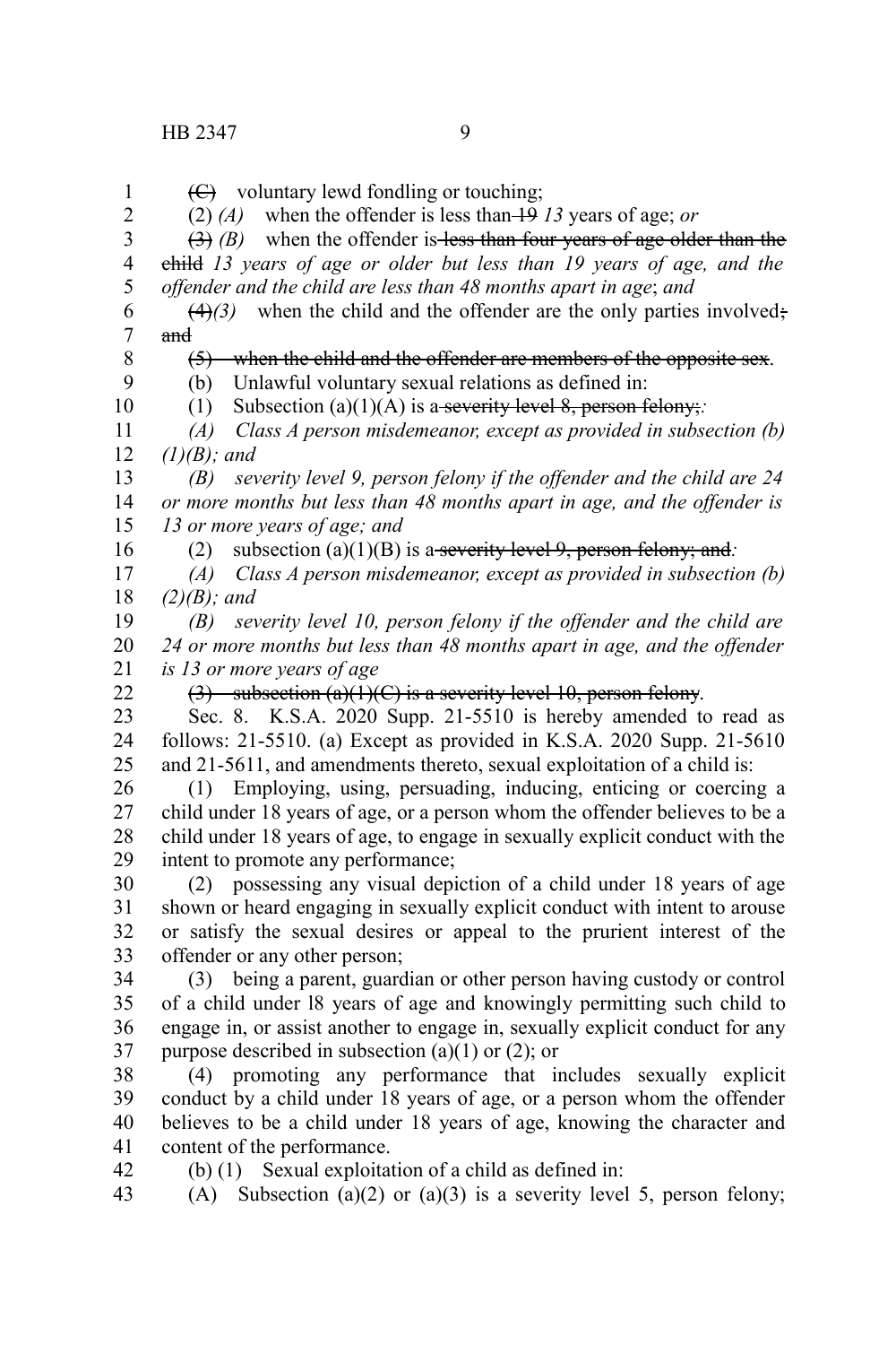~~(C)~~ voluntary lewd fondling or touching;

(2) *(A)* when the offender is less than ~~19~~ *13* years of age; *or*

~~(3)~~ *(B)* when the offender is ~~less than four years of age older than the child~~ *13 years of age or older but less than 19 years of age, and the offender and the child are less than 48 months apart in age*; *and*

~~(4)~~*(3)* when the child and the offender are the only parties involved~~; and~~

~~(5) when the child and the offender are members of the opposite sex~~.

(b) Unlawful voluntary sexual relations as defined in:

(1) Subsection (a)(1)(A) is a ~~severity level 8, person felony;~~*:*

*(A) Class A person misdemeanor, except as provided in subsection (b)(1)(B); and*

*(B) severity level 9, person felony if the offender and the child are 24 or more months but less than 48 months apart in age, and the offender is 13 or more years of age; and*

(2) subsection (a)(1)(B) is a ~~severity level 9, person felony; and~~*:*

*(A) Class A person misdemeanor, except as provided in subsection (b)(2)(B); and*

*(B) severity level 10, person felony if the offender and the child are 24 or more months but less than 48 months apart in age, and the offender is 13 or more years of age*

~~(3) subsection (a)(1)(C) is a severity level 10, person felony~~.

Sec. 8. K.S.A. 2020 Supp. 21-5510 is hereby amended to read as follows: 21-5510. (a) Except as provided in K.S.A. 2020 Supp. 21-5610 and 21-5611, and amendments thereto, sexual exploitation of a child is:

(1) Employing, using, persuading, inducing, enticing or coercing a child under 18 years of age, or a person whom the offender believes to be a child under 18 years of age, to engage in sexually explicit conduct with the intent to promote any performance;

(2) possessing any visual depiction of a child under 18 years of age shown or heard engaging in sexually explicit conduct with intent to arouse or satisfy the sexual desires or appeal to the prurient interest of the offender or any other person;

(3) being a parent, guardian or other person having custody or control of a child under l8 years of age and knowingly permitting such child to engage in, or assist another to engage in, sexually explicit conduct for any purpose described in subsection (a)(1) or (2); or

(4) promoting any performance that includes sexually explicit conduct by a child under 18 years of age, or a person whom the offender believes to be a child under 18 years of age, knowing the character and content of the performance.

(b) (1) Sexual exploitation of a child as defined in:

(A) Subsection (a)(2) or (a)(3) is a severity level 5, person felony;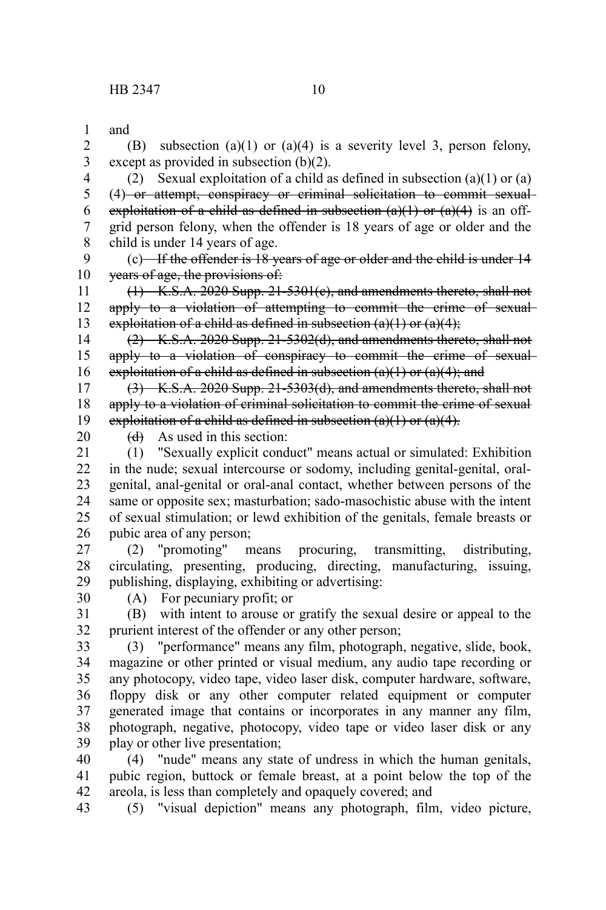and

(B) subsection (a)(1) or (a)(4) is a severity level 3, person felony, except as provided in subsection (b)(2).

(2) Sexual exploitation of a child as defined in subsection (a)(1) or (a)(4) ~~or attempt, conspiracy or criminal solicitation to commit sexual exploitation of a child as defined in subsection (a)(1) or (a)(4)~~ is an off-grid person felony, when the offender is 18 years of age or older and the child is under 14 years of age.

(c) ~~If the offender is 18 years of age or older and the child is under 14 years of age, the provisions of:~~

~~(1) K.S.A. 2020 Supp. 21-5301(c), and amendments thereto, shall not apply to a violation of attempting to commit the crime of sexual exploitation of a child as defined in subsection (a)(1) or (a)(4);~~

~~(2) K.S.A. 2020 Supp. 21-5302(d), and amendments thereto, shall not apply to a violation of conspiracy to commit the crime of sexual exploitation of a child as defined in subsection (a)(1) or (a)(4); and~~

~~(3) K.S.A. 2020 Supp. 21-5303(d), and amendments thereto, shall not apply to a violation of criminal solicitation to commit the crime of sexual exploitation of a child as defined in subsection (a)(1) or (a)(4).~~

~~(d)~~ As used in this section:

(1) "Sexually explicit conduct" means actual or simulated: Exhibition in the nude; sexual intercourse or sodomy, including genital-genital, oral-genital, anal-genital or oral-anal contact, whether between persons of the same or opposite sex; masturbation; sado-masochistic abuse with the intent of sexual stimulation; or lewd exhibition of the genitals, female breasts or pubic area of any person;

(2) "promoting" means procuring, transmitting, distributing, circulating, presenting, producing, directing, manufacturing, issuing, publishing, displaying, exhibiting or advertising:

(A) For pecuniary profit; or

(B) with intent to arouse or gratify the sexual desire or appeal to the prurient interest of the offender or any other person;

(3) "performance" means any film, photograph, negative, slide, book, magazine or other printed or visual medium, any audio tape recording or any photocopy, video tape, video laser disk, computer hardware, software, floppy disk or any other computer related equipment or computer generated image that contains or incorporates in any manner any film, photograph, negative, photocopy, video tape or video laser disk or any play or other live presentation;

(4) "nude" means any state of undress in which the human genitals, pubic region, buttock or female breast, at a point below the top of the areola, is less than completely and opaquely covered; and

(5) "visual depiction" means any photograph, film, video picture,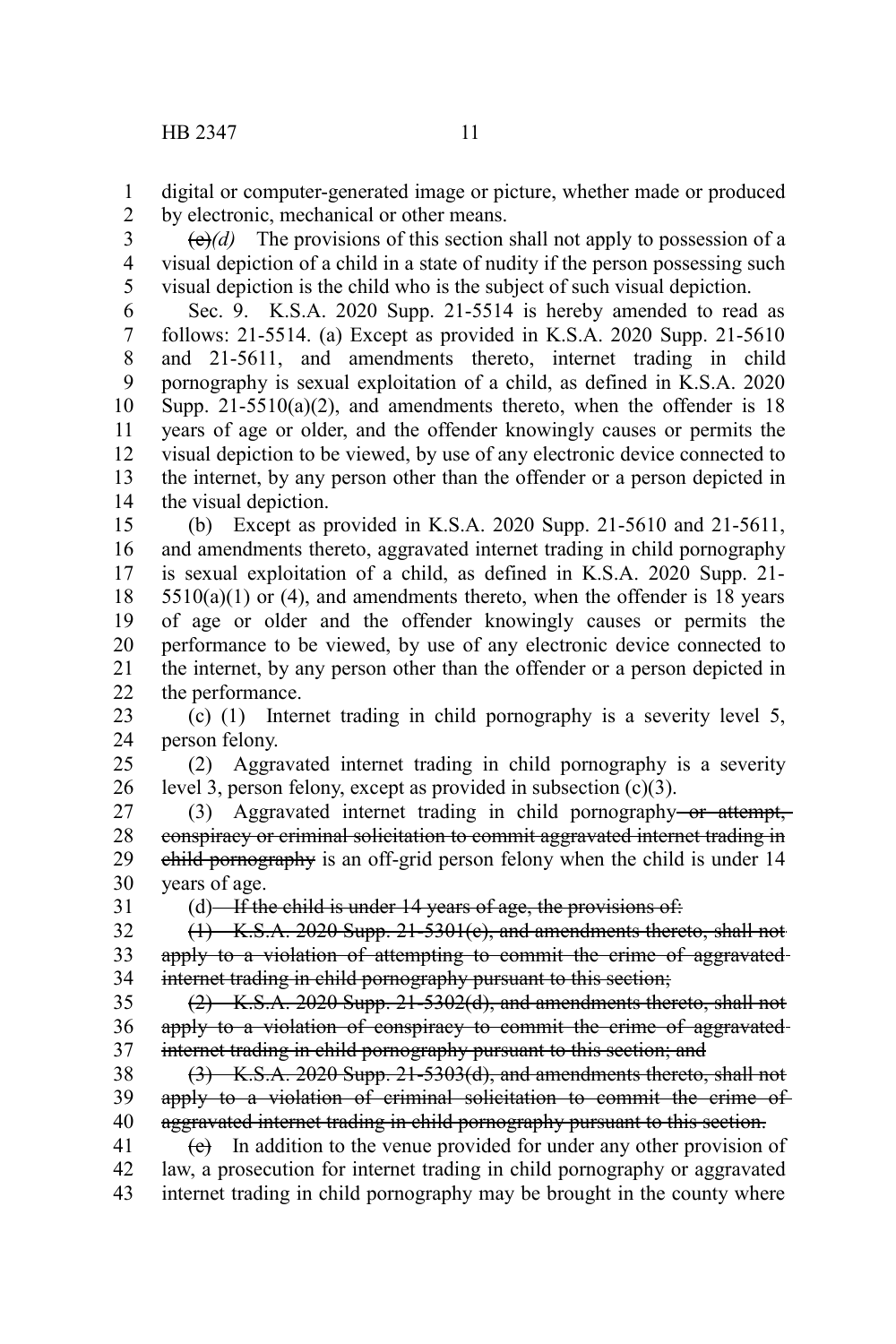digital or computer-generated image or picture, whether made or produced by electronic, mechanical or other means.

~~(c)~~*(d)* The provisions of this section shall not apply to possession of a visual depiction of a child in a state of nudity if the person possessing such visual depiction is the child who is the subject of such visual depiction.

Sec. 9. K.S.A. 2020 Supp. 21-5514 is hereby amended to read as follows: 21-5514. (a) Except as provided in K.S.A. 2020 Supp. 21-5610 and 21-5611, and amendments thereto, internet trading in child pornography is sexual exploitation of a child, as defined in K.S.A. 2020 Supp. 21-5510(a)(2), and amendments thereto, when the offender is 18 years of age or older, and the offender knowingly causes or permits the visual depiction to be viewed, by use of any electronic device connected to the internet, by any person other than the offender or a person depicted in the visual depiction.

(b) Except as provided in K.S.A. 2020 Supp. 21-5610 and 21-5611, and amendments thereto, aggravated internet trading in child pornography is sexual exploitation of a child, as defined in K.S.A. 2020 Supp. 21-5510(a)(1) or (4), and amendments thereto, when the offender is 18 years of age or older and the offender knowingly causes or permits the performance to be viewed, by use of any electronic device connected to the internet, by any person other than the offender or a person depicted in the performance.

(c) (1) Internet trading in child pornography is a severity level 5, person felony.

(2) Aggravated internet trading in child pornography is a severity level 3, person felony, except as provided in subsection (c)(3).

(3) Aggravated internet trading in child pornography ~~or attempt, conspiracy or criminal solicitation to commit aggravated internet trading in child pornography~~ is an off-grid person felony when the child is under 14 years of age.

(d) ~~If the child is under 14 years of age, the provisions of:~~

~~(1) K.S.A. 2020 Supp. 21-5301(c), and amendments thereto, shall not apply to a violation of attempting to commit the crime of aggravated internet trading in child pornography pursuant to this section;~~

~~(2) K.S.A. 2020 Supp. 21-5302(d), and amendments thereto, shall not apply to a violation of conspiracy to commit the crime of aggravated internet trading in child pornography pursuant to this section; and~~

~~(3) K.S.A. 2020 Supp. 21-5303(d), and amendments thereto, shall not apply to a violation of criminal solicitation to commit the crime of aggravated internet trading in child pornography pursuant to this section.~~

~~(e)~~ In addition to the venue provided for under any other provision of law, a prosecution for internet trading in child pornography or aggravated internet trading in child pornography may be brought in the county where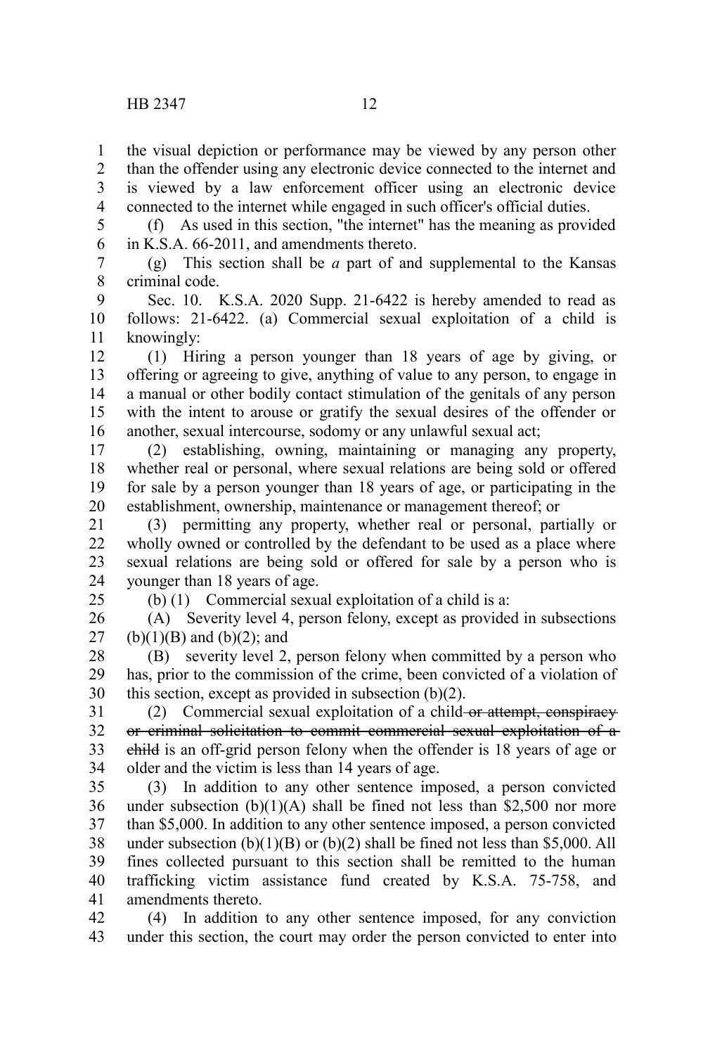the visual depiction or performance may be viewed by any person other than the offender using any electronic device connected to the internet and is viewed by a law enforcement officer using an electronic device connected to the internet while engaged in such officer's official duties.

(f) As used in this section, "the internet" has the meaning as provided in K.S.A. 66-2011, and amendments thereto.

(g) This section shall be *a* part of and supplemental to the Kansas criminal code.

Sec. 10. K.S.A. 2020 Supp. 21-6422 is hereby amended to read as follows: 21-6422. (a) Commercial sexual exploitation of a child is knowingly:

(1) Hiring a person younger than 18 years of age by giving, or offering or agreeing to give, anything of value to any person, to engage in a manual or other bodily contact stimulation of the genitals of any person with the intent to arouse or gratify the sexual desires of the offender or another, sexual intercourse, sodomy or any unlawful sexual act;

(2) establishing, owning, maintaining or managing any property, whether real or personal, where sexual relations are being sold or offered for sale by a person younger than 18 years of age, or participating in the establishment, ownership, maintenance or management thereof; or

(3) permitting any property, whether real or personal, partially or wholly owned or controlled by the defendant to be used as a place where sexual relations are being sold or offered for sale by a person who is younger than 18 years of age.

(b) (1) Commercial sexual exploitation of a child is a:

(A) Severity level 4, person felony, except as provided in subsections (b)(1)(B) and (b)(2); and

(B) severity level 2, person felony when committed by a person who has, prior to the commission of the crime, been convicted of a violation of this section, except as provided in subsection (b)(2).

(2) Commercial sexual exploitation of a child ~~or attempt, conspiracy or criminal solicitation to commit commercial sexual exploitation of a child~~ is an off-grid person felony when the offender is 18 years of age or older and the victim is less than 14 years of age.

(3) In addition to any other sentence imposed, a person convicted under subsection (b)(1)(A) shall be fined not less than $2,500 nor more than $5,000. In addition to any other sentence imposed, a person convicted under subsection (b)(1)(B) or (b)(2) shall be fined not less than $5,000. All fines collected pursuant to this section shall be remitted to the human trafficking victim assistance fund created by K.S.A. 75-758, and amendments thereto.

(4) In addition to any other sentence imposed, for any conviction under this section, the court may order the person convicted to enter into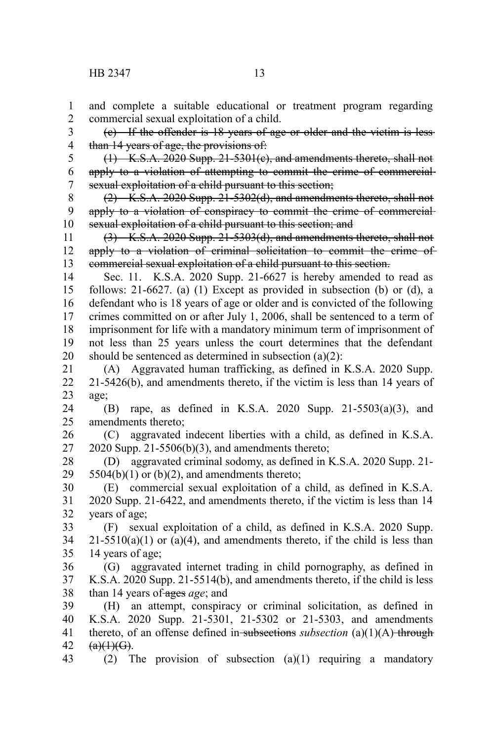and complete a suitable educational or treatment program regarding commercial sexual exploitation of a child.

~~(c) If the offender is 18 years of age or older and the victim is less than 14 years of age, the provisions of:~~

~~(1) K.S.A. 2020 Supp. 21-5301(c), and amendments thereto, shall not apply to a violation of attempting to commit the crime of commercial sexual exploitation of a child pursuant to this section;~~

~~(2) K.S.A. 2020 Supp. 21-5302(d), and amendments thereto, shall not apply to a violation of conspiracy to commit the crime of commercial sexual exploitation of a child pursuant to this section; and~~

~~(3) K.S.A. 2020 Supp. 21-5303(d), and amendments thereto, shall not apply to a violation of criminal solicitation to commit the crime of commercial sexual exploitation of a child pursuant to this section.~~

Sec. 11. K.S.A. 2020 Supp. 21-6627 is hereby amended to read as follows: 21-6627. (a) (1) Except as provided in subsection (b) or (d), a defendant who is 18 years of age or older and is convicted of the following crimes committed on or after July 1, 2006, shall be sentenced to a term of imprisonment for life with a mandatory minimum term of imprisonment of not less than 25 years unless the court determines that the defendant should be sentenced as determined in subsection (a)(2):

(A) Aggravated human trafficking, as defined in K.S.A. 2020 Supp. 21-5426(b), and amendments thereto, if the victim is less than 14 years of age;

(B) rape, as defined in K.S.A. 2020 Supp. 21-5503(a)(3), and amendments thereto;

(C) aggravated indecent liberties with a child, as defined in K.S.A. 2020 Supp. 21-5506(b)(3), and amendments thereto;

(D) aggravated criminal sodomy, as defined in K.S.A. 2020 Supp. 21-5504(b)(1) or (b)(2), and amendments thereto;

(E) commercial sexual exploitation of a child, as defined in K.S.A. 2020 Supp. 21-6422, and amendments thereto, if the victim is less than 14 years of age;

(F) sexual exploitation of a child, as defined in K.S.A. 2020 Supp. 21-5510(a)(1) or (a)(4), and amendments thereto, if the child is less than 14 years of age;

(G) aggravated internet trading in child pornography, as defined in K.S.A. 2020 Supp. 21-5514(b), and amendments thereto, if the child is less than 14 years of ~~ages~~ *age*; and

(H) an attempt, conspiracy or criminal solicitation, as defined in K.S.A. 2020 Supp. 21-5301, 21-5302 or 21-5303, and amendments thereto, of an offense defined in ~~subsections~~ *subsection* (a)(1)(A) ~~through (a)(1)(G)~~.

(2) The provision of subsection (a)(1) requiring a mandatory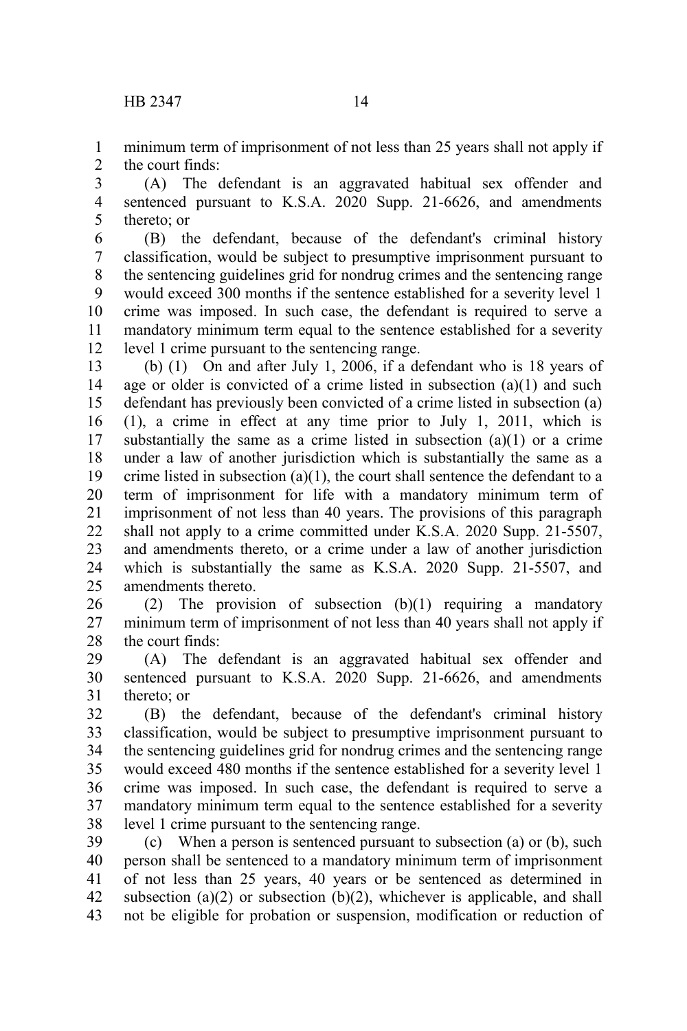minimum term of imprisonment of not less than 25 years shall not apply if the court finds:

(A) The defendant is an aggravated habitual sex offender and sentenced pursuant to K.S.A. 2020 Supp. 21-6626, and amendments thereto; or

(B) the defendant, because of the defendant's criminal history classification, would be subject to presumptive imprisonment pursuant to the sentencing guidelines grid for nondrug crimes and the sentencing range would exceed 300 months if the sentence established for a severity level 1 crime was imposed. In such case, the defendant is required to serve a mandatory minimum term equal to the sentence established for a severity level 1 crime pursuant to the sentencing range.

(b) (1) On and after July 1, 2006, if a defendant who is 18 years of age or older is convicted of a crime listed in subsection (a)(1) and such defendant has previously been convicted of a crime listed in subsection (a)(1), a crime in effect at any time prior to July 1, 2011, which is substantially the same as a crime listed in subsection (a)(1) or a crime under a law of another jurisdiction which is substantially the same as a crime listed in subsection (a)(1), the court shall sentence the defendant to a term of imprisonment for life with a mandatory minimum term of imprisonment of not less than 40 years. The provisions of this paragraph shall not apply to a crime committed under K.S.A. 2020 Supp. 21-5507, and amendments thereto, or a crime under a law of another jurisdiction which is substantially the same as K.S.A. 2020 Supp. 21-5507, and amendments thereto.

(2) The provision of subsection (b)(1) requiring a mandatory minimum term of imprisonment of not less than 40 years shall not apply if the court finds:

(A) The defendant is an aggravated habitual sex offender and sentenced pursuant to K.S.A. 2020 Supp. 21-6626, and amendments thereto; or

(B) the defendant, because of the defendant's criminal history classification, would be subject to presumptive imprisonment pursuant to the sentencing guidelines grid for nondrug crimes and the sentencing range would exceed 480 months if the sentence established for a severity level 1 crime was imposed. In such case, the defendant is required to serve a mandatory minimum term equal to the sentence established for a severity level 1 crime pursuant to the sentencing range.

(c) When a person is sentenced pursuant to subsection (a) or (b), such person shall be sentenced to a mandatory minimum term of imprisonment of not less than 25 years, 40 years or be sentenced as determined in subsection (a)(2) or subsection (b)(2), whichever is applicable, and shall not be eligible for probation or suspension, modification or reduction of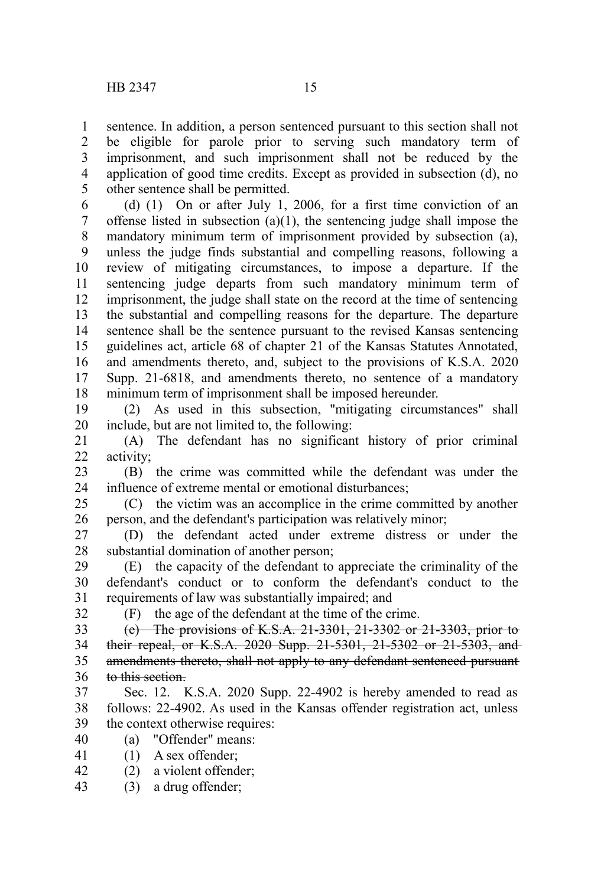sentence. In addition, a person sentenced pursuant to this section shall not be eligible for parole prior to serving such mandatory term of imprisonment, and such imprisonment shall not be reduced by the application of good time credits. Except as provided in subsection (d), no other sentence shall be permitted.

(d) (1) On or after July 1, 2006, for a first time conviction of an offense listed in subsection (a)(1), the sentencing judge shall impose the mandatory minimum term of imprisonment provided by subsection (a), unless the judge finds substantial and compelling reasons, following a review of mitigating circumstances, to impose a departure. If the sentencing judge departs from such mandatory minimum term of imprisonment, the judge shall state on the record at the time of sentencing the substantial and compelling reasons for the departure. The departure sentence shall be the sentence pursuant to the revised Kansas sentencing guidelines act, article 68 of chapter 21 of the Kansas Statutes Annotated, and amendments thereto, and, subject to the provisions of K.S.A. 2020 Supp. 21-6818, and amendments thereto, no sentence of a mandatory minimum term of imprisonment shall be imposed hereunder.

(2) As used in this subsection, "mitigating circumstances" shall include, but are not limited to, the following:

(A) The defendant has no significant history of prior criminal activity;

(B) the crime was committed while the defendant was under the influence of extreme mental or emotional disturbances;

(C) the victim was an accomplice in the crime committed by another person, and the defendant's participation was relatively minor;

(D) the defendant acted under extreme distress or under the substantial domination of another person;

(E) the capacity of the defendant to appreciate the criminality of the defendant's conduct or to conform the defendant's conduct to the requirements of law was substantially impaired; and

(F) the age of the defendant at the time of the crime.

~~(e) The provisions of K.S.A. 21-3301, 21-3302 or 21-3303, prior to their repeal, or K.S.A. 2020 Supp. 21-5301, 21-5302 or 21-5303, and amendments thereto, shall not apply to any defendant sentenced pursuant to this section.~~

Sec. 12. K.S.A. 2020 Supp. 22-4902 is hereby amended to read as follows: 22-4902. As used in the Kansas offender registration act, unless the context otherwise requires:

(a) "Offender" means:

(1) A sex offender;

(2) a violent offender;

(3) a drug offender;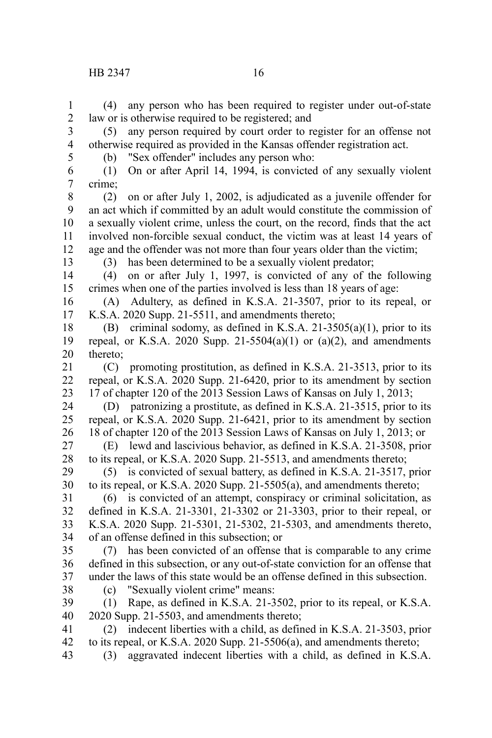(4) any person who has been required to register under out-of-state law or is otherwise required to be registered; and

(5) any person required by court order to register for an offense not otherwise required as provided in the Kansas offender registration act.

(b) "Sex offender" includes any person who:

(1) On or after April 14, 1994, is convicted of any sexually violent crime;

(2) on or after July 1, 2002, is adjudicated as a juvenile offender for an act which if committed by an adult would constitute the commission of a sexually violent crime, unless the court, on the record, finds that the act involved non-forcible sexual conduct, the victim was at least 14 years of age and the offender was not more than four years older than the victim;

(3) has been determined to be a sexually violent predator;

(4) on or after July 1, 1997, is convicted of any of the following crimes when one of the parties involved is less than 18 years of age:

(A) Adultery, as defined in K.S.A. 21-3507, prior to its repeal, or K.S.A. 2020 Supp. 21-5511, and amendments thereto;

(B) criminal sodomy, as defined in K.S.A. 21-3505(a)(1), prior to its repeal, or K.S.A. 2020 Supp. 21-5504(a)(1) or (a)(2), and amendments thereto;

(C) promoting prostitution, as defined in K.S.A. 21-3513, prior to its repeal, or K.S.A. 2020 Supp. 21-6420, prior to its amendment by section 17 of chapter 120 of the 2013 Session Laws of Kansas on July 1, 2013;

(D) patronizing a prostitute, as defined in K.S.A. 21-3515, prior to its repeal, or K.S.A. 2020 Supp. 21-6421, prior to its amendment by section 18 of chapter 120 of the 2013 Session Laws of Kansas on July 1, 2013; or

(E) lewd and lascivious behavior, as defined in K.S.A. 21-3508, prior to its repeal, or K.S.A. 2020 Supp. 21-5513, and amendments thereto;

(5) is convicted of sexual battery, as defined in K.S.A. 21-3517, prior to its repeal, or K.S.A. 2020 Supp. 21-5505(a), and amendments thereto;

(6) is convicted of an attempt, conspiracy or criminal solicitation, as defined in K.S.A. 21-3301, 21-3302 or 21-3303, prior to their repeal, or K.S.A. 2020 Supp. 21-5301, 21-5302, 21-5303, and amendments thereto, of an offense defined in this subsection; or

(7) has been convicted of an offense that is comparable to any crime defined in this subsection, or any out-of-state conviction for an offense that under the laws of this state would be an offense defined in this subsection.

(c) "Sexually violent crime" means:

(1) Rape, as defined in K.S.A. 21-3502, prior to its repeal, or K.S.A. 2020 Supp. 21-5503, and amendments thereto;

(2) indecent liberties with a child, as defined in K.S.A. 21-3503, prior to its repeal, or K.S.A. 2020 Supp. 21-5506(a), and amendments thereto;

(3) aggravated indecent liberties with a child, as defined in K.S.A.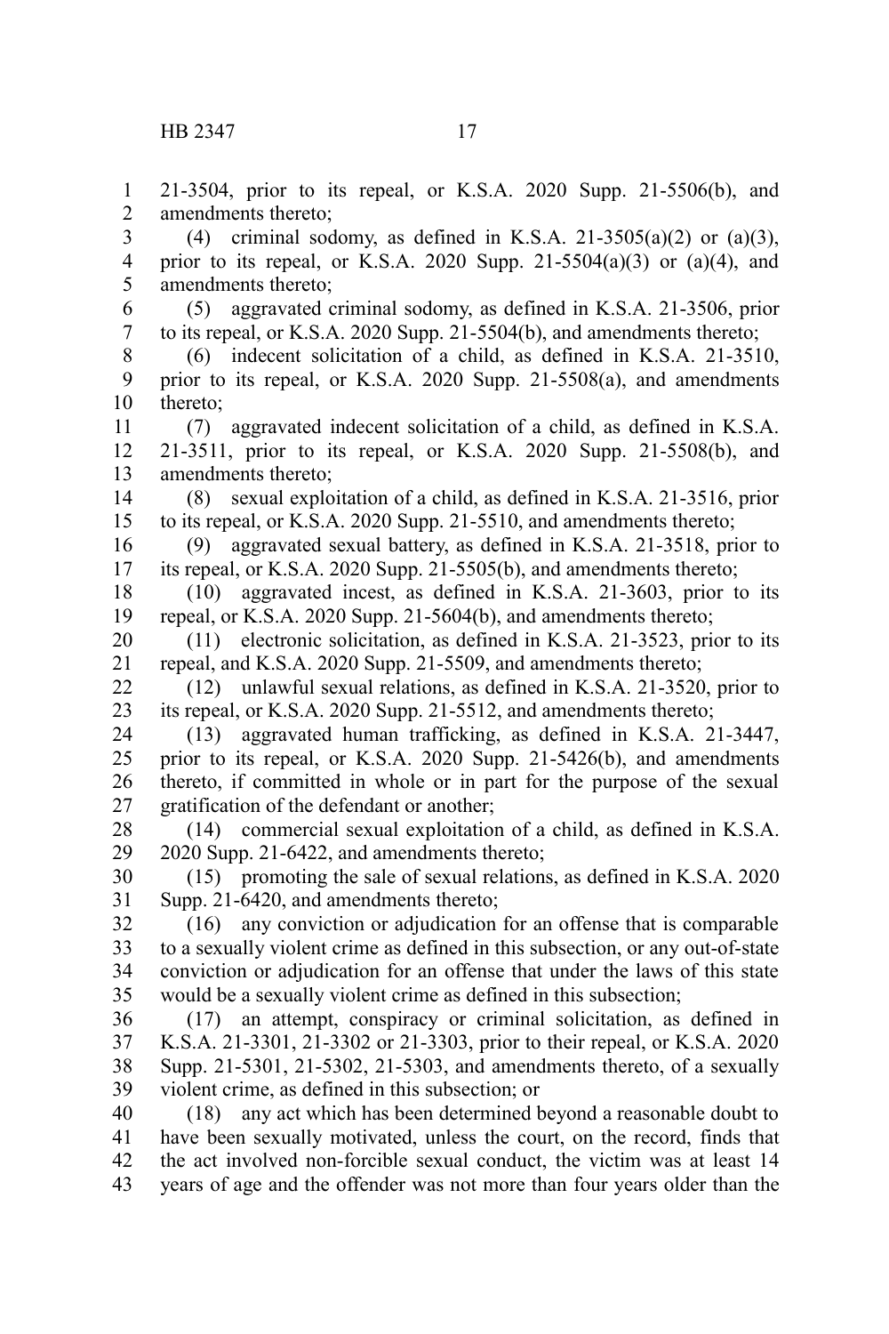21-3504, prior to its repeal, or K.S.A. 2020 Supp. 21-5506(b), and amendments thereto;

(4) criminal sodomy, as defined in K.S.A. 21-3505(a)(2) or (a)(3), prior to its repeal, or K.S.A. 2020 Supp. 21-5504(a)(3) or (a)(4), and amendments thereto;

(5) aggravated criminal sodomy, as defined in K.S.A. 21-3506, prior to its repeal, or K.S.A. 2020 Supp. 21-5504(b), and amendments thereto;

(6) indecent solicitation of a child, as defined in K.S.A. 21-3510, prior to its repeal, or K.S.A. 2020 Supp. 21-5508(a), and amendments thereto;

(7) aggravated indecent solicitation of a child, as defined in K.S.A. 21-3511, prior to its repeal, or K.S.A. 2020 Supp. 21-5508(b), and amendments thereto;

(8) sexual exploitation of a child, as defined in K.S.A. 21-3516, prior to its repeal, or K.S.A. 2020 Supp. 21-5510, and amendments thereto;

(9) aggravated sexual battery, as defined in K.S.A. 21-3518, prior to its repeal, or K.S.A. 2020 Supp. 21-5505(b), and amendments thereto;

(10) aggravated incest, as defined in K.S.A. 21-3603, prior to its repeal, or K.S.A. 2020 Supp. 21-5604(b), and amendments thereto;

(11) electronic solicitation, as defined in K.S.A. 21-3523, prior to its repeal, and K.S.A. 2020 Supp. 21-5509, and amendments thereto;

(12) unlawful sexual relations, as defined in K.S.A. 21-3520, prior to its repeal, or K.S.A. 2020 Supp. 21-5512, and amendments thereto;

(13) aggravated human trafficking, as defined in K.S.A. 21-3447, prior to its repeal, or K.S.A. 2020 Supp. 21-5426(b), and amendments thereto, if committed in whole or in part for the purpose of the sexual gratification of the defendant or another;

(14) commercial sexual exploitation of a child, as defined in K.S.A. 2020 Supp. 21-6422, and amendments thereto;

(15) promoting the sale of sexual relations, as defined in K.S.A. 2020 Supp. 21-6420, and amendments thereto;

(16) any conviction or adjudication for an offense that is comparable to a sexually violent crime as defined in this subsection, or any out-of-state conviction or adjudication for an offense that under the laws of this state would be a sexually violent crime as defined in this subsection;

(17) an attempt, conspiracy or criminal solicitation, as defined in K.S.A. 21-3301, 21-3302 or 21-3303, prior to their repeal, or K.S.A. 2020 Supp. 21-5301, 21-5302, 21-5303, and amendments thereto, of a sexually violent crime, as defined in this subsection; or

(18) any act which has been determined beyond a reasonable doubt to have been sexually motivated, unless the court, on the record, finds that the act involved non-forcible sexual conduct, the victim was at least 14 years of age and the offender was not more than four years older than the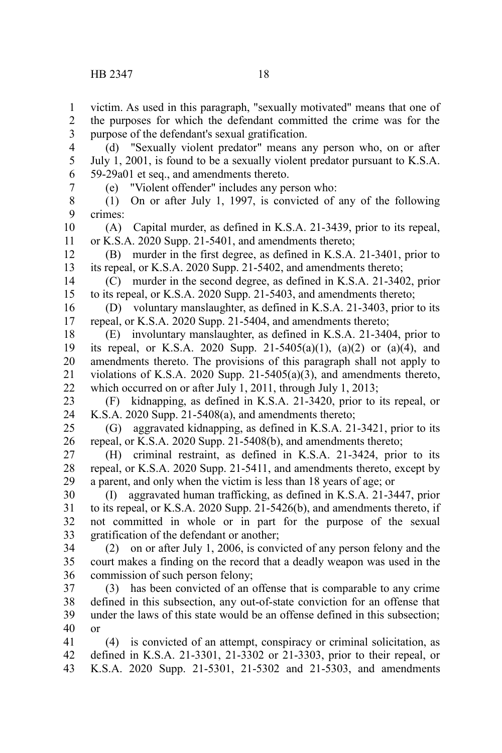victim. As used in this paragraph, "sexually motivated" means that one of the purposes for which the defendant committed the crime was for the purpose of the defendant's sexual gratification.

(d) "Sexually violent predator" means any person who, on or after July 1, 2001, is found to be a sexually violent predator pursuant to K.S.A. 59-29a01 et seq., and amendments thereto.

(e) "Violent offender" includes any person who:

(1) On or after July 1, 1997, is convicted of any of the following crimes:

(A) Capital murder, as defined in K.S.A. 21-3439, prior to its repeal, or K.S.A. 2020 Supp. 21-5401, and amendments thereto;

(B) murder in the first degree, as defined in K.S.A. 21-3401, prior to its repeal, or K.S.A. 2020 Supp. 21-5402, and amendments thereto;

(C) murder in the second degree, as defined in K.S.A. 21-3402, prior to its repeal, or K.S.A. 2020 Supp. 21-5403, and amendments thereto;

(D) voluntary manslaughter, as defined in K.S.A. 21-3403, prior to its repeal, or K.S.A. 2020 Supp. 21-5404, and amendments thereto;

(E) involuntary manslaughter, as defined in K.S.A. 21-3404, prior to its repeal, or K.S.A. 2020 Supp. 21-5405(a)(1), (a)(2) or (a)(4), and amendments thereto. The provisions of this paragraph shall not apply to violations of K.S.A. 2020 Supp. 21-5405(a)(3), and amendments thereto, which occurred on or after July 1, 2011, through July 1, 2013;

(F) kidnapping, as defined in K.S.A. 21-3420, prior to its repeal, or K.S.A. 2020 Supp. 21-5408(a), and amendments thereto;

(G) aggravated kidnapping, as defined in K.S.A. 21-3421, prior to its repeal, or K.S.A. 2020 Supp. 21-5408(b), and amendments thereto;

(H) criminal restraint, as defined in K.S.A. 21-3424, prior to its repeal, or K.S.A. 2020 Supp. 21-5411, and amendments thereto, except by a parent, and only when the victim is less than 18 years of age; or

(I) aggravated human trafficking, as defined in K.S.A. 21-3447, prior to its repeal, or K.S.A. 2020 Supp. 21-5426(b), and amendments thereto, if not committed in whole or in part for the purpose of the sexual gratification of the defendant or another;

(2) on or after July 1, 2006, is convicted of any person felony and the court makes a finding on the record that a deadly weapon was used in the commission of such person felony;

(3) has been convicted of an offense that is comparable to any crime defined in this subsection, any out-of-state conviction for an offense that under the laws of this state would be an offense defined in this subsection; or

(4) is convicted of an attempt, conspiracy or criminal solicitation, as defined in K.S.A. 21-3301, 21-3302 or 21-3303, prior to their repeal, or K.S.A. 2020 Supp. 21-5301, 21-5302 and 21-5303, and amendments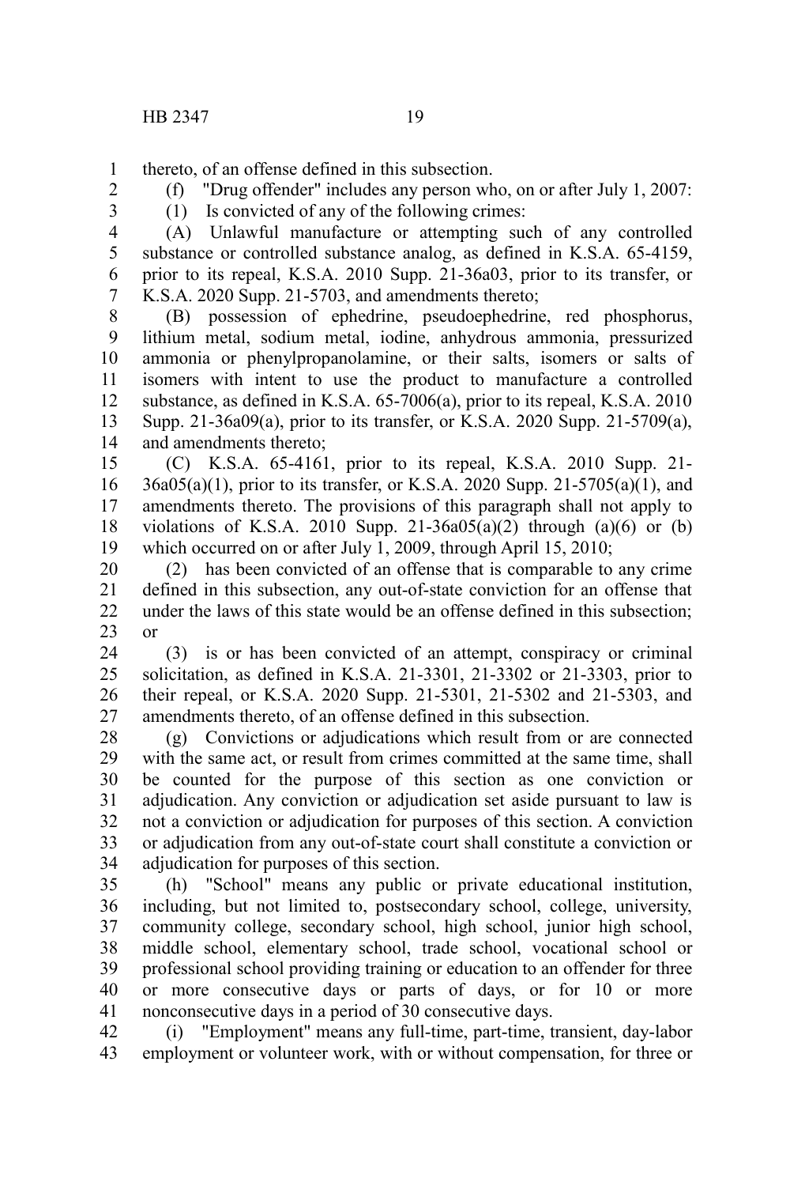thereto, of an offense defined in this subsection.

(f) "Drug offender" includes any person who, on or after July 1, 2007:

(1) Is convicted of any of the following crimes:

(A) Unlawful manufacture or attempting such of any controlled substance or controlled substance analog, as defined in K.S.A. 65-4159, prior to its repeal, K.S.A. 2010 Supp. 21-36a03, prior to its transfer, or K.S.A. 2020 Supp. 21-5703, and amendments thereto;

(B) possession of ephedrine, pseudoephedrine, red phosphorus, lithium metal, sodium metal, iodine, anhydrous ammonia, pressurized ammonia or phenylpropanolamine, or their salts, isomers or salts of isomers with intent to use the product to manufacture a controlled substance, as defined in K.S.A. 65-7006(a), prior to its repeal, K.S.A. 2010 Supp. 21-36a09(a), prior to its transfer, or K.S.A. 2020 Supp. 21-5709(a), and amendments thereto;

(C) K.S.A. 65-4161, prior to its repeal, K.S.A. 2010 Supp. 21-36a05(a)(1), prior to its transfer, or K.S.A. 2020 Supp. 21-5705(a)(1), and amendments thereto. The provisions of this paragraph shall not apply to violations of K.S.A. 2010 Supp. 21-36a05(a)(2) through (a)(6) or (b) which occurred on or after July 1, 2009, through April 15, 2010;

(2) has been convicted of an offense that is comparable to any crime defined in this subsection, any out-of-state conviction for an offense that under the laws of this state would be an offense defined in this subsection; or

(3) is or has been convicted of an attempt, conspiracy or criminal solicitation, as defined in K.S.A. 21-3301, 21-3302 or 21-3303, prior to their repeal, or K.S.A. 2020 Supp. 21-5301, 21-5302 and 21-5303, and amendments thereto, of an offense defined in this subsection.

(g) Convictions or adjudications which result from or are connected with the same act, or result from crimes committed at the same time, shall be counted for the purpose of this section as one conviction or adjudication. Any conviction or adjudication set aside pursuant to law is not a conviction or adjudication for purposes of this section. A conviction or adjudication from any out-of-state court shall constitute a conviction or adjudication for purposes of this section.

(h) "School" means any public or private educational institution, including, but not limited to, postsecondary school, college, university, community college, secondary school, high school, junior high school, middle school, elementary school, trade school, vocational school or professional school providing training or education to an offender for three or more consecutive days or parts of days, or for 10 or more nonconsecutive days in a period of 30 consecutive days.

(i) "Employment" means any full-time, part-time, transient, day-labor employment or volunteer work, with or without compensation, for three or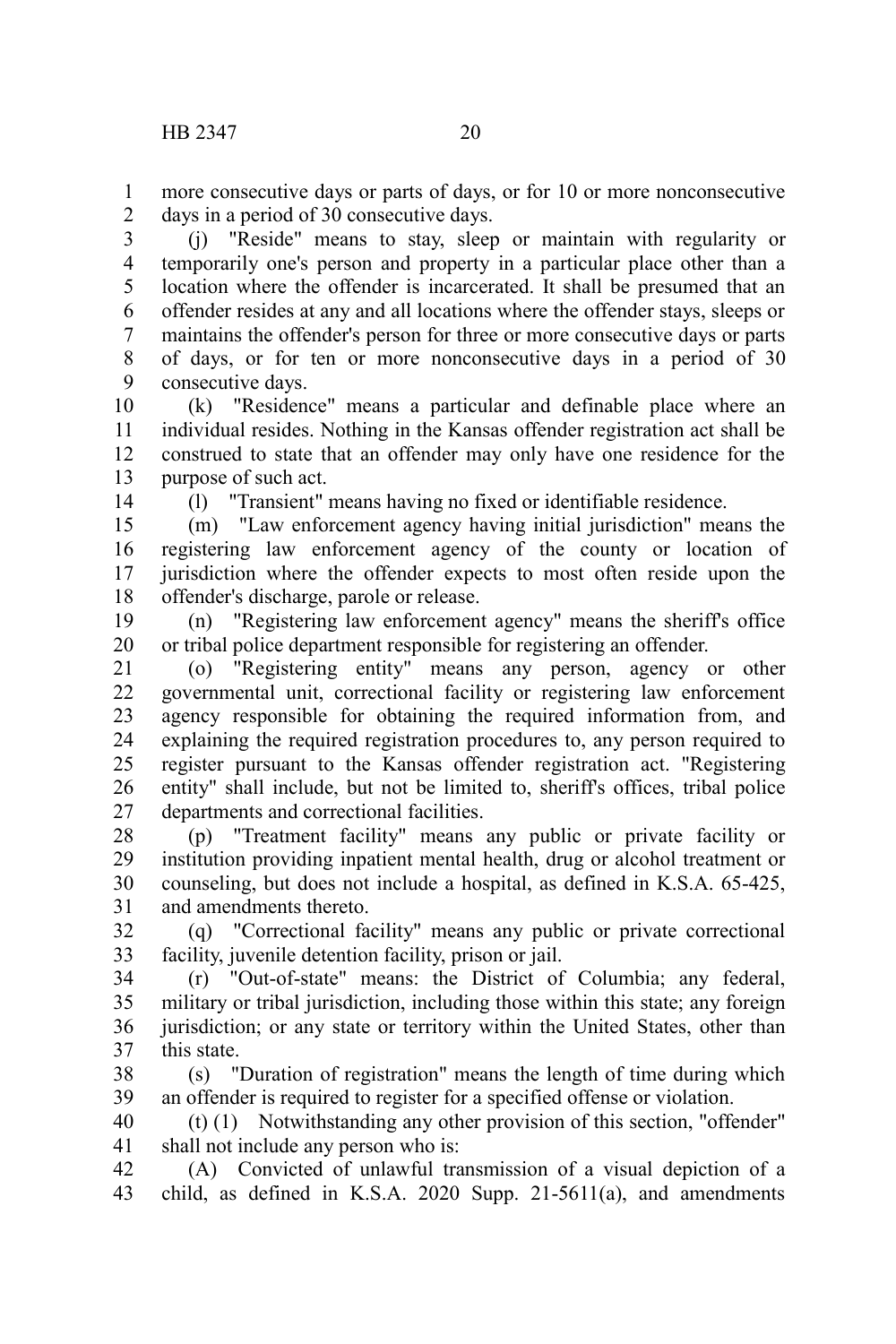more consecutive days or parts of days, or for 10 or more nonconsecutive days in a period of 30 consecutive days.

(j) "Reside" means to stay, sleep or maintain with regularity or temporarily one's person and property in a particular place other than a location where the offender is incarcerated. It shall be presumed that an offender resides at any and all locations where the offender stays, sleeps or maintains the offender's person for three or more consecutive days or parts of days, or for ten or more nonconsecutive days in a period of 30 consecutive days.

(k) "Residence" means a particular and definable place where an individual resides. Nothing in the Kansas offender registration act shall be construed to state that an offender may only have one residence for the purpose of such act.

(l) "Transient" means having no fixed or identifiable residence.

(m) "Law enforcement agency having initial jurisdiction" means the registering law enforcement agency of the county or location of jurisdiction where the offender expects to most often reside upon the offender's discharge, parole or release.

(n) "Registering law enforcement agency" means the sheriff's office or tribal police department responsible for registering an offender.

(o) "Registering entity" means any person, agency or other governmental unit, correctional facility or registering law enforcement agency responsible for obtaining the required information from, and explaining the required registration procedures to, any person required to register pursuant to the Kansas offender registration act. "Registering entity" shall include, but not be limited to, sheriff's offices, tribal police departments and correctional facilities.

(p) "Treatment facility" means any public or private facility or institution providing inpatient mental health, drug or alcohol treatment or counseling, but does not include a hospital, as defined in K.S.A. 65-425, and amendments thereto.

(q) "Correctional facility" means any public or private correctional facility, juvenile detention facility, prison or jail.

(r) "Out-of-state" means: the District of Columbia; any federal, military or tribal jurisdiction, including those within this state; any foreign jurisdiction; or any state or territory within the United States, other than this state.

(s) "Duration of registration" means the length of time during which an offender is required to register for a specified offense or violation.

(t) (1) Notwithstanding any other provision of this section, "offender" shall not include any person who is:

(A) Convicted of unlawful transmission of a visual depiction of a child, as defined in K.S.A. 2020 Supp. 21-5611(a), and amendments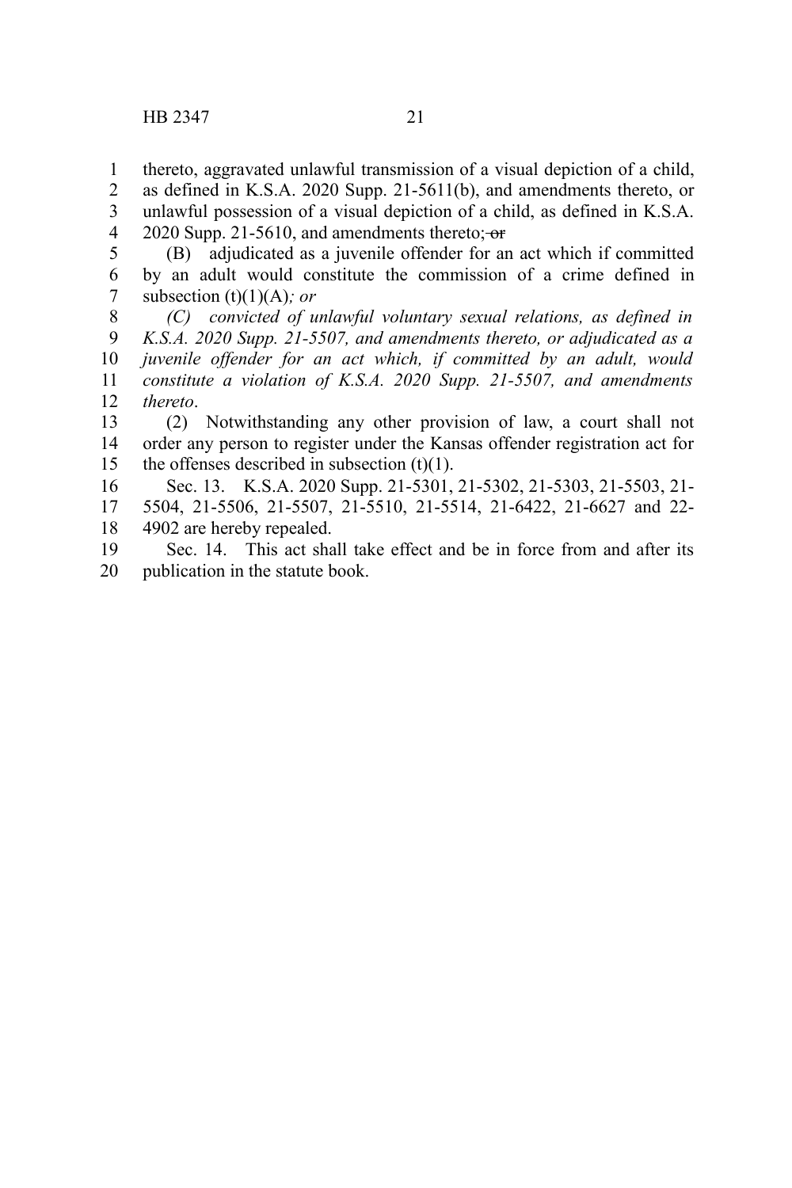thereto, aggravated unlawful transmission of a visual depiction of a child, as defined in K.S.A. 2020 Supp. 21-5611(b), and amendments thereto, or unlawful possession of a visual depiction of a child, as defined in K.S.A. 2020 Supp. 21-5610, and amendments thereto; ~~or~~

(B) adjudicated as a juvenile offender for an act which if committed by an adult would constitute the commission of a crime defined in subsection (t)(1)(A)*; or*

*(C) convicted of unlawful voluntary sexual relations, as defined in K.S.A. 2020 Supp. 21-5507, and amendments thereto, or adjudicated as a juvenile offender for an act which, if committed by an adult, would constitute a violation of K.S.A. 2020 Supp. 21-5507, and amendments thereto*.

(2) Notwithstanding any other provision of law, a court shall not order any person to register under the Kansas offender registration act for the offenses described in subsection (t)(1).

Sec. 13. K.S.A. 2020 Supp. 21-5301, 21-5302, 21-5303, 21-5503, 21-5504, 21-5506, 21-5507, 21-5510, 21-5514, 21-6422, 21-6627 and 22-4902 are hereby repealed.

Sec. 14. This act shall take effect and be in force from and after its publication in the statute book.